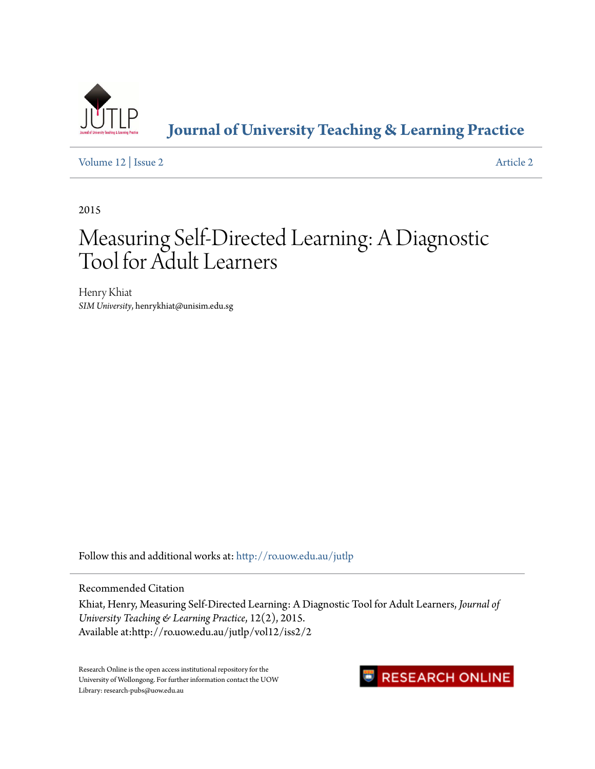Journal of University Teaching & Learning Practice

Volume 12 | Issue 2 Article 2

2015

# Measuring Self-Directed Learning: A Diagnostic Tool for Adult Learners

Henry Khiat
*SIM University*, henrykhiat@unisim.edu.sg

Follow this and additional works at: http://ro.uow.edu.au/jutlp

Recommended Citation

Khiat, Henry, Measuring Self-Directed Learning: A Diagnostic Tool for Adult Learners, *Journal of University Teaching & Learning Practice*, 12(2), 2015.
Available at:http://ro.uow.edu.au/jutlp/vol12/iss2/2

Research Online is the open access institutional repository for the University of Wollongong. For further information contact the UOW Library: research-pubs@uow.edu.au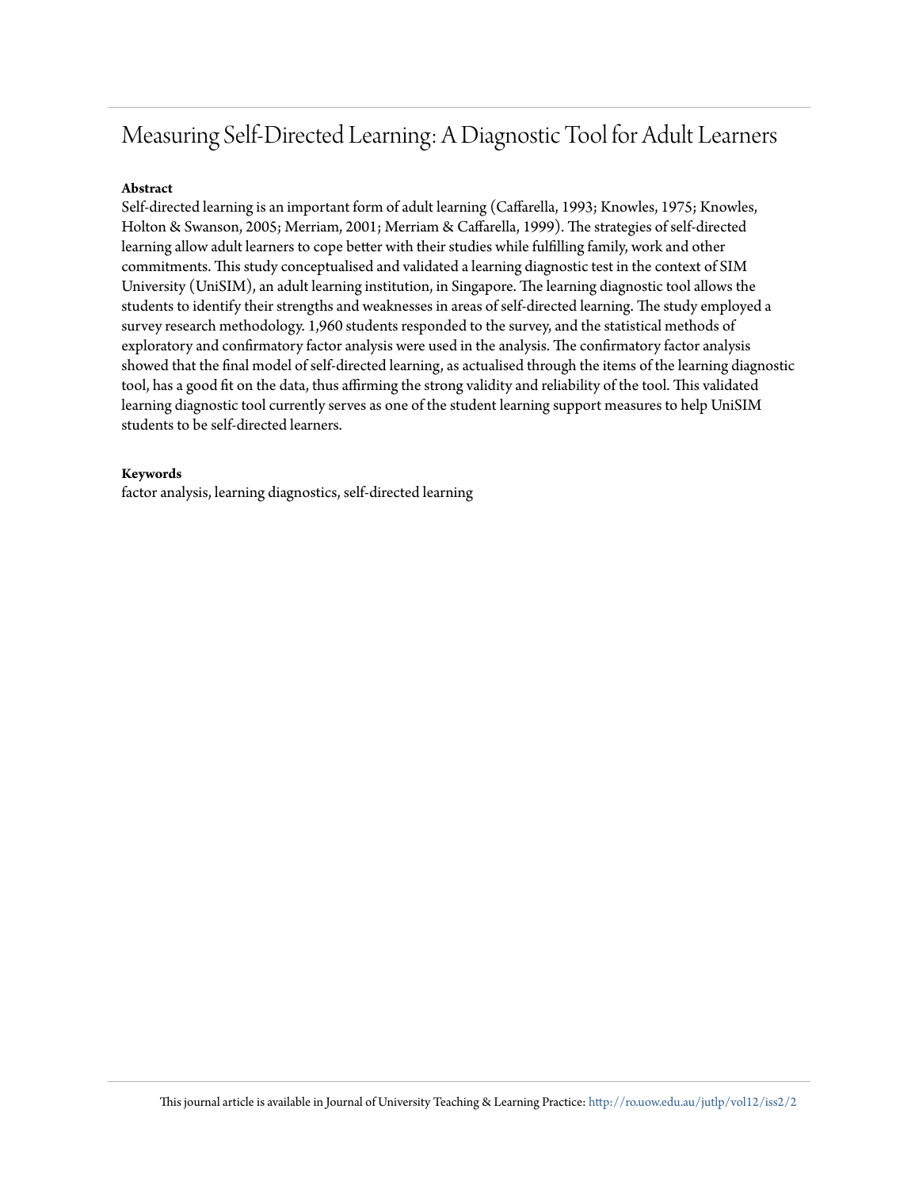# Measuring Self-Directed Learning: A Diagnostic Tool for Adult Learners

**Abstract**

Self-directed learning is an important form of adult learning (Caffarella, 1993; Knowles, 1975; Knowles, Holton & Swanson, 2005; Merriam, 2001; Merriam & Caffarella, 1999). The strategies of self-directed learning allow adult learners to cope better with their studies while fulfilling family, work and other commitments. This study conceptualised and validated a learning diagnostic test in the context of SIM University (UniSIM), an adult learning institution, in Singapore. The learning diagnostic tool allows the students to identify their strengths and weaknesses in areas of self-directed learning. The study employed a survey research methodology. 1,960 students responded to the survey, and the statistical methods of exploratory and confirmatory factor analysis were used in the analysis. The confirmatory factor analysis showed that the final model of self-directed learning, as actualised through the items of the learning diagnostic tool, has a good fit on the data, thus affirming the strong validity and reliability of the tool. This validated learning diagnostic tool currently serves as one of the student learning support measures to help UniSIM students to be self-directed learners.

**Keywords**

factor analysis, learning diagnostics, self-directed learning

This journal article is available in Journal of University Teaching & Learning Practice: http://ro.uow.edu.au/jutlp/vol12/iss2/2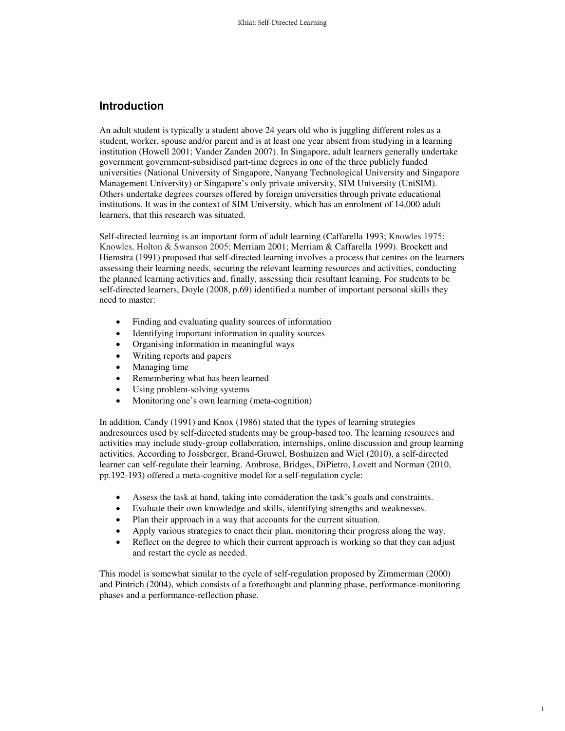## Introduction

An adult student is typically a student above 24 years old who is juggling different roles as a student, worker, spouse and/or parent and is at least one year absent from studying in a learning institution (Howell 2001; Vander Zanden 2007). In Singapore, adult learners generally undertake government government-subsidised part-time degrees in one of the three publicly funded universities (National University of Singapore, Nanyang Technological University and Singapore Management University) or Singapore's only private university, SIM University (UniSIM). Others undertake degrees courses offered by foreign universities through private educational institutions. It was in the context of SIM University, which has an enrolment of 14,000 adult learners, that this research was situated.

Self-directed learning is an important form of adult learning (Caffarella 1993; Knowles 1975; Knowles, Holton & Swanson 2005; Merriam 2001; Merriam & Caffarella 1999). Brockett and Hiemstra (1991) proposed that self-directed learning involves a process that centres on the learners assessing their learning needs, securing the relevant learning resources and activities, conducting the planned learning activities and, finally, assessing their resultant learning. For students to be self-directed learners, Doyle (2008, p.69) identified a number of important personal skills they need to master:

- Finding and evaluating quality sources of information
- Identifying important information in quality sources
- Organising information in meaningful ways
- Writing reports and papers
- Managing time
- Remembering what has been learned
- Using problem-solving systems
- Monitoring one's own learning (meta-cognition)

In addition, Candy (1991) and Knox (1986) stated that the types of learning strategies andresources used by self-directed students may be group-based too. The learning resources and activities may include study-group collaboration, internships, online discussion and group learning activities. According to Jossberger, Brand-Gruwel, Boshuizen and Wiel (2010), a self-directed learner can self-regulate their learning. Ambrose, Bridges, DiPietro, Lovett and Norman (2010, pp.192-193) offered a meta-cognitive model for a self-regulation cycle:

- Assess the task at hand, taking into consideration the task's goals and constraints.
- Evaluate their own knowledge and skills, identifying strengths and weaknesses.
- Plan their approach in a way that accounts for the current situation.
- Apply various strategies to enact their plan, monitoring their progress along the way.
- Reflect on the degree to which their current approach is working so that they can adjust and restart the cycle as needed.

This model is somewhat similar to the cycle of self-regulation proposed by Zimmerman (2000) and Pintrich (2004), which consists of a forethought and planning phase, performance-monitoring phases and a performance-reflection phase.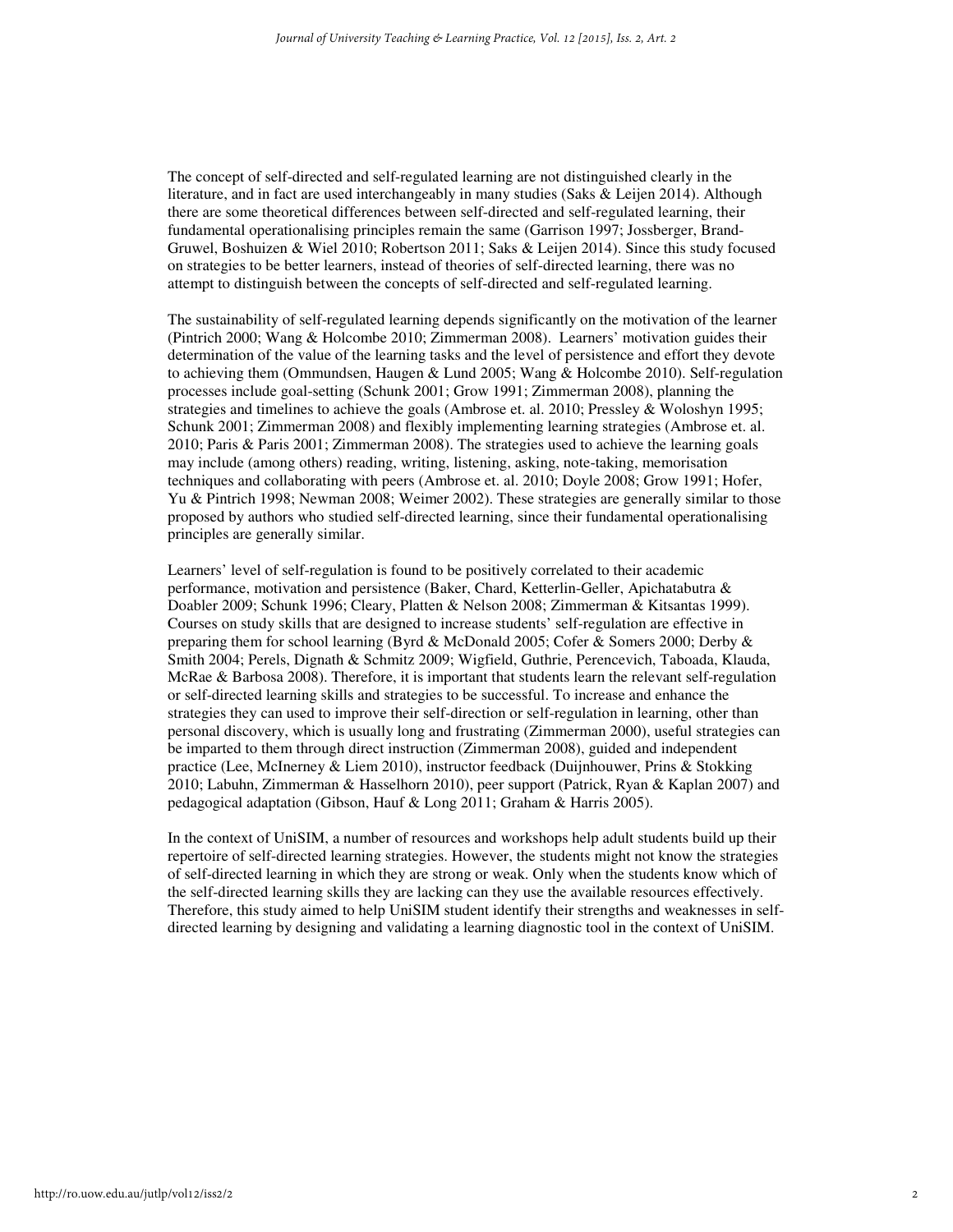The concept of self-directed and self-regulated learning are not distinguished clearly in the literature, and in fact are used interchangeably in many studies (Saks & Leijen 2014). Although there are some theoretical differences between self-directed and self-regulated learning, their fundamental operationalising principles remain the same (Garrison 1997; Jossberger, Brand-Gruwel, Boshuizen & Wiel 2010; Robertson 2011; Saks & Leijen 2014). Since this study focused on strategies to be better learners, instead of theories of self-directed learning, there was no attempt to distinguish between the concepts of self-directed and self-regulated learning.

The sustainability of self-regulated learning depends significantly on the motivation of the learner (Pintrich 2000; Wang & Holcombe 2010; Zimmerman 2008). Learners' motivation guides their determination of the value of the learning tasks and the level of persistence and effort they devote to achieving them (Ommundsen, Haugen & Lund 2005; Wang & Holcombe 2010). Self-regulation processes include goal-setting (Schunk 2001; Grow 1991; Zimmerman 2008), planning the strategies and timelines to achieve the goals (Ambrose et. al. 2010; Pressley & Woloshyn 1995; Schunk 2001; Zimmerman 2008) and flexibly implementing learning strategies (Ambrose et. al. 2010; Paris & Paris 2001; Zimmerman 2008). The strategies used to achieve the learning goals may include (among others) reading, writing, listening, asking, note-taking, memorisation techniques and collaborating with peers (Ambrose et. al. 2010; Doyle 2008; Grow 1991; Hofer, Yu & Pintrich 1998; Newman 2008; Weimer 2002). These strategies are generally similar to those proposed by authors who studied self-directed learning, since their fundamental operationalising principles are generally similar.

Learners' level of self-regulation is found to be positively correlated to their academic performance, motivation and persistence (Baker, Chard, Ketterlin-Geller, Apichatabutra & Doabler 2009; Schunk 1996; Cleary, Platten & Nelson 2008; Zimmerman & Kitsantas 1999). Courses on study skills that are designed to increase students' self-regulation are effective in preparing them for school learning (Byrd & McDonald 2005; Cofer & Somers 2000; Derby & Smith 2004; Perels, Dignath & Schmitz 2009; Wigfield, Guthrie, Perencevich, Taboada, Klauda, McRae & Barbosa 2008). Therefore, it is important that students learn the relevant self-regulation or self-directed learning skills and strategies to be successful. To increase and enhance the strategies they can used to improve their self-direction or self-regulation in learning, other than personal discovery, which is usually long and frustrating (Zimmerman 2000), useful strategies can be imparted to them through direct instruction (Zimmerman 2008), guided and independent practice (Lee, McInerney & Liem 2010), instructor feedback (Duijnhouwer, Prins & Stokking 2010; Labuhn, Zimmerman & Hasselhorn 2010), peer support (Patrick, Ryan & Kaplan 2007) and pedagogical adaptation (Gibson, Hauf & Long 2011; Graham & Harris 2005).

In the context of UniSIM, a number of resources and workshops help adult students build up their repertoire of self-directed learning strategies. However, the students might not know the strategies of self-directed learning in which they are strong or weak. Only when the students know which of the self-directed learning skills they are lacking can they use the available resources effectively. Therefore, this study aimed to help UniSIM student identify their strengths and weaknesses in self-directed learning by designing and validating a learning diagnostic tool in the context of UniSIM.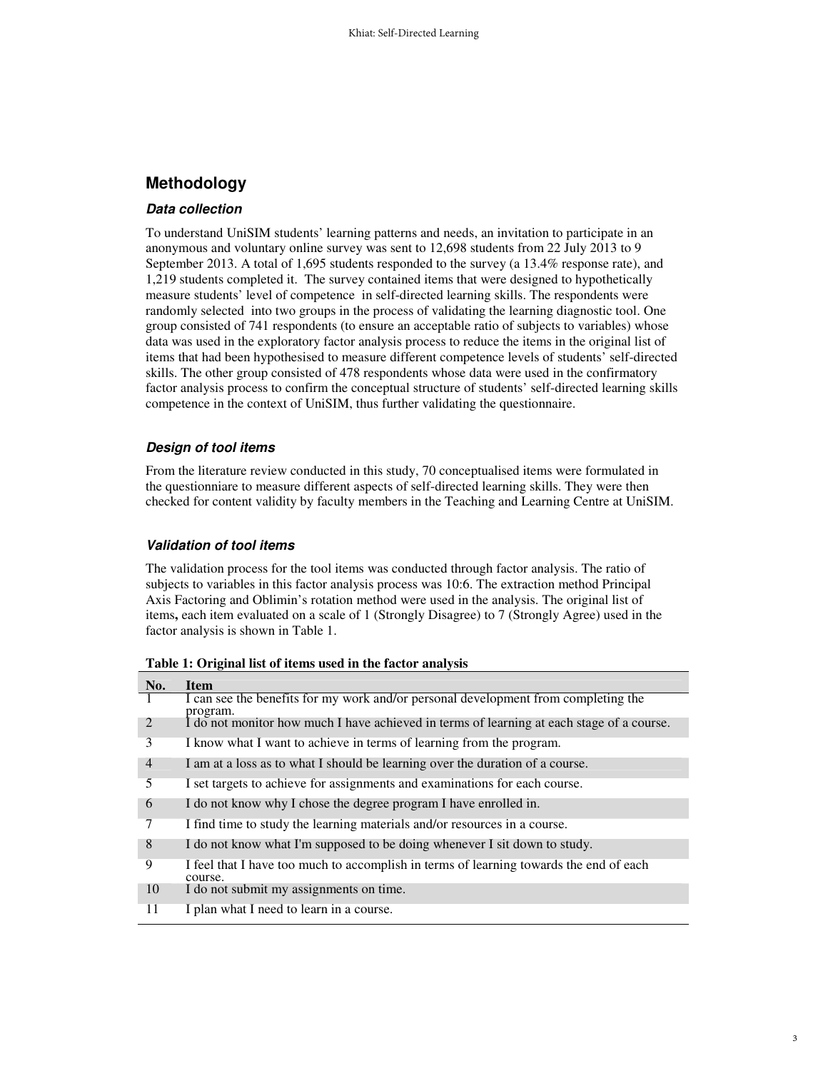## Methodology

### *Data collection*

To understand UniSIM students' learning patterns and needs, an invitation to participate in an anonymous and voluntary online survey was sent to 12,698 students from 22 July 2013 to 9 September 2013. A total of 1,695 students responded to the survey (a 13.4% response rate), and 1,219 students completed it. The survey contained items that were designed to hypothetically measure students' level of competence in self-directed learning skills. The respondents were randomly selected into two groups in the process of validating the learning diagnostic tool. One group consisted of 741 respondents (to ensure an acceptable ratio of subjects to variables) whose data was used in the exploratory factor analysis process to reduce the items in the original list of items that had been hypothesised to measure different competence levels of students' self-directed skills. The other group consisted of 478 respondents whose data were used in the confirmatory factor analysis process to confirm the conceptual structure of students' self-directed learning skills competence in the context of UniSIM, thus further validating the questionnaire.

### *Design of tool items*

From the literature review conducted in this study, 70 conceptualised items were formulated in the questionniare to measure different aspects of self-directed learning skills. They were then checked for content validity by faculty members in the Teaching and Learning Centre at UniSIM.

### *Validation of tool items*

The validation process for the tool items was conducted through factor analysis. The ratio of subjects to variables in this factor analysis process was 10:6. The extraction method Principal Axis Factoring and Oblimin's rotation method were used in the analysis. The original list of items**,** each item evaluated on a scale of 1 (Strongly Disagree) to 7 (Strongly Agree) used in the factor analysis is shown in Table 1.

**Table 1: Original list of items used in the factor analysis**

| No. | Item |
|---|---|
| 1 | I can see the benefits for my work and/or personal development from completing the program. |
| 2 | I do not monitor how much I have achieved in terms of learning at each stage of a course. |
| 3 | I know what I want to achieve in terms of learning from the program. |
| 4 | I am at a loss as to what I should be learning over the duration of a course. |
| 5 | I set targets to achieve for assignments and examinations for each course. |
| 6 | I do not know why I chose the degree program I have enrolled in. |
| 7 | I find time to study the learning materials and/or resources in a course. |
| 8 | I do not know what I'm supposed to be doing whenever I sit down to study. |
| 9 | I feel that I have too much to accomplish in terms of learning towards the end of each course. |
| 10 | I do not submit my assignments on time. |
| 11 | I plan what I need to learn in a course. |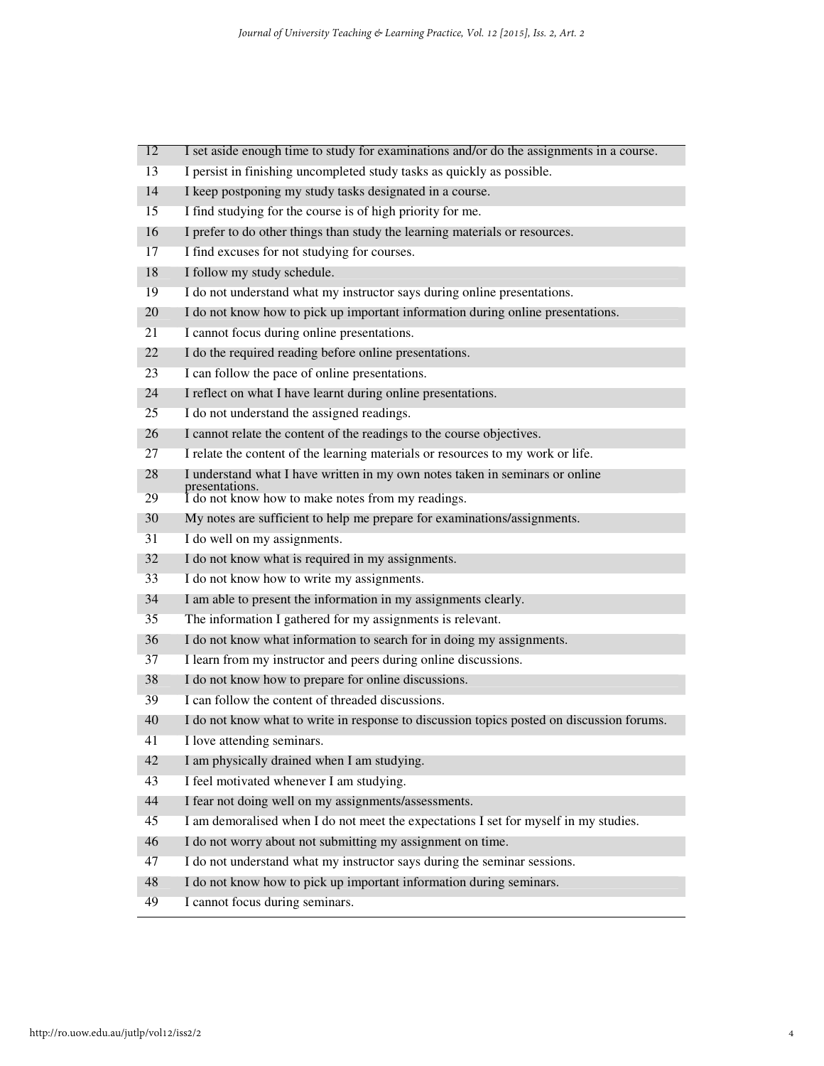| | |
|---|---|
| 12 | I set aside enough time to study for examinations and/or do the assignments in a course. |
| 13 | I persist in finishing uncompleted study tasks as quickly as possible. |
| 14 | I keep postponing my study tasks designated in a course. |
| 15 | I find studying for the course is of high priority for me. |
| 16 | I prefer to do other things than study the learning materials or resources. |
| 17 | I find excuses for not studying for courses. |
| 18 | I follow my study schedule. |
| 19 | I do not understand what my instructor says during online presentations. |
| 20 | I do not know how to pick up important information during online presentations. |
| 21 | I cannot focus during online presentations. |
| 22 | I do the required reading before online presentations. |
| 23 | I can follow the pace of online presentations. |
| 24 | I reflect on what I have learnt during online presentations. |
| 25 | I do not understand the assigned readings. |
| 26 | I cannot relate the content of the readings to the course objectives. |
| 27 | I relate the content of the learning materials or resources to my work or life. |
| 28 | I understand what I have written in my own notes taken in seminars or online presentations. |
| 29 | I do not know how to make notes from my readings. |
| 30 | My notes are sufficient to help me prepare for examinations/assignments. |
| 31 | I do well on my assignments. |
| 32 | I do not know what is required in my assignments. |
| 33 | I do not know how to write my assignments. |
| 34 | I am able to present the information in my assignments clearly. |
| 35 | The information I gathered for my assignments is relevant. |
| 36 | I do not know what information to search for in doing my assignments. |
| 37 | I learn from my instructor and peers during online discussions. |
| 38 | I do not know how to prepare for online discussions. |
| 39 | I can follow the content of threaded discussions. |
| 40 | I do not know what to write in response to discussion topics posted on discussion forums. |
| 41 | I love attending seminars. |
| 42 | I am physically drained when I am studying. |
| 43 | I feel motivated whenever I am studying. |
| 44 | I fear not doing well on my assignments/assessments. |
| 45 | I am demoralised when I do not meet the expectations I set for myself in my studies. |
| 46 | I do not worry about not submitting my assignment on time. |
| 47 | I do not understand what my instructor says during the seminar sessions. |
| 48 | I do not know how to pick up important information during seminars. |
| 49 | I cannot focus during seminars. |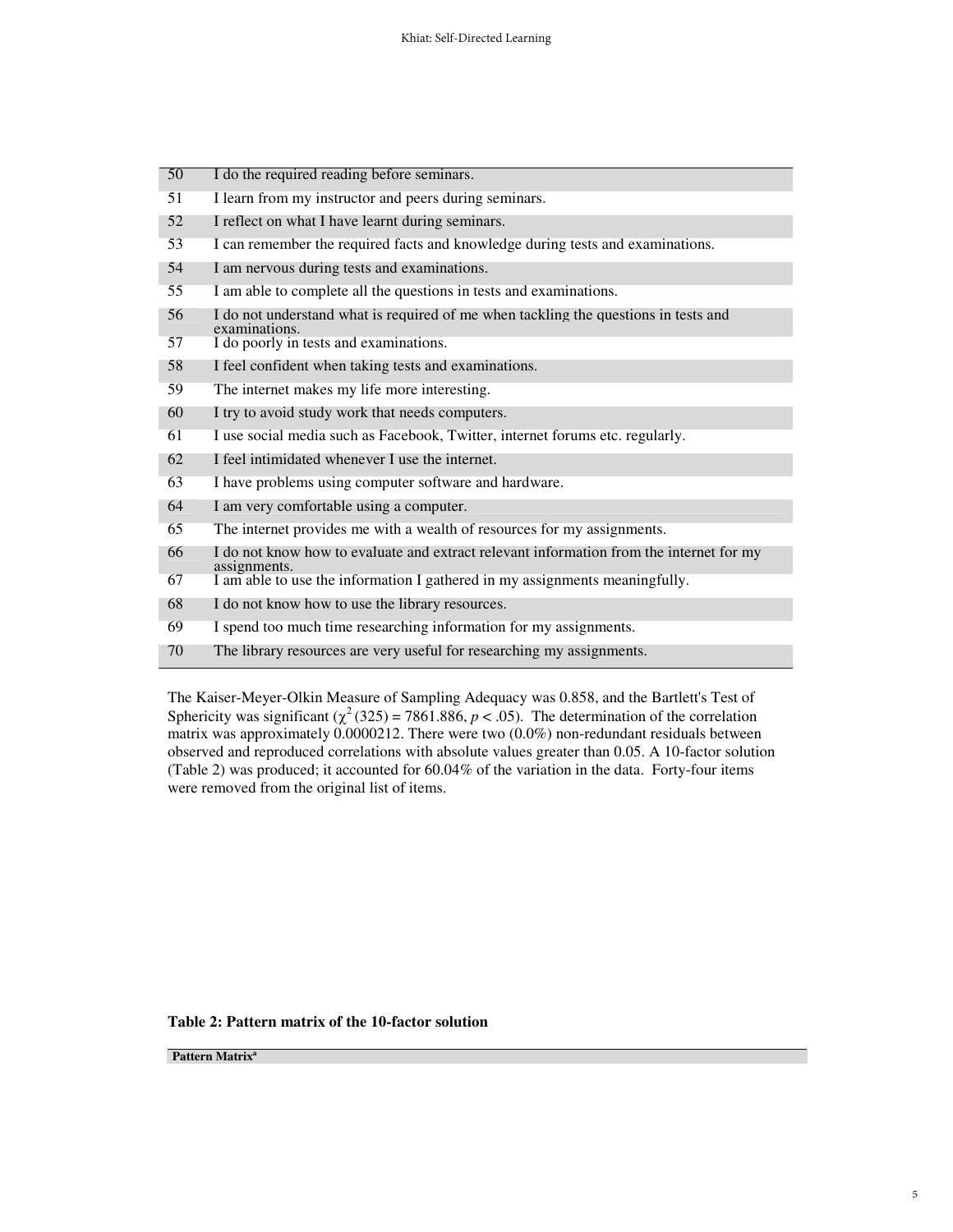| | |
|---|---|
| 50 | I do the required reading before seminars. |
| 51 | I learn from my instructor and peers during seminars. |
| 52 | I reflect on what I have learnt during seminars. |
| 53 | I can remember the required facts and knowledge during tests and examinations. |
| 54 | I am nervous during tests and examinations. |
| 55 | I am able to complete all the questions in tests and examinations. |
| 56 | I do not understand what is required of me when tackling the questions in tests and examinations. |
| 57 | I do poorly in tests and examinations. |
| 58 | I feel confident when taking tests and examinations. |
| 59 | The internet makes my life more interesting. |
| 60 | I try to avoid study work that needs computers. |
| 61 | I use social media such as Facebook, Twitter, internet forums etc. regularly. |
| 62 | I feel intimidated whenever I use the internet. |
| 63 | I have problems using computer software and hardware. |
| 64 | I am very comfortable using a computer. |
| 65 | The internet provides me with a wealth of resources for my assignments. |
| 66 | I do not know how to evaluate and extract relevant information from the internet for my assignments. |
| 67 | I am able to use the information I gathered in my assignments meaningfully. |
| 68 | I do not know how to use the library resources. |
| 69 | I spend too much time researching information for my assignments. |
| 70 | The library resources are very useful for researching my assignments. |

The Kaiser-Meyer-Olkin Measure of Sampling Adequacy was 0.858, and the Bartlett's Test of Sphericity was significant ($\chi^2$ (325) = 7861.886, $p < .05$). The determination of the correlation matrix was approximately 0.0000212. There were two (0.0%) non-redundant residuals between observed and reproduced correlations with absolute values greater than 0.05. A 10-factor solution (Table 2) was produced; it accounted for 60.04% of the variation in the data. Forty-four items were removed from the original list of items.

**Table 2: Pattern matrix of the 10-factor solution**

**Pattern Matrix[a]**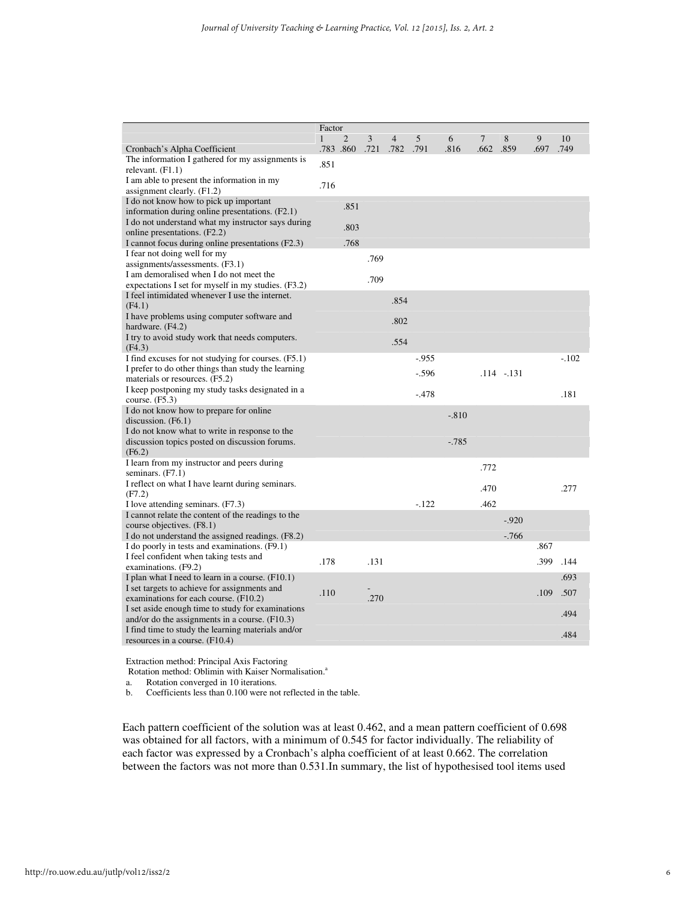| | Factor | | | | | | | | | |
|---|---|---|---|---|---|---|---|---|---|---|
| | 1 | 2 | 3 | 4 | 5 | 6 | 7 | 8 | 9 | 10 |
| Cronbach's Alpha Coefficient | .783 | .860 | .721 | .782 | .791 | .816 | .662 | .859 | .697 | .749 |
| The information I gathered for my assignments is relevant. (F1.1) | .851 | | | | | | | | | |
| I am able to present the information in my assignment clearly. (F1.2) | .716 | | | | | | | | | |
| I do not know how to pick up important information during online presentations. (F2.1) | | .851 | | | | | | | | |
| I do not understand what my instructor says during online presentations. (F2.2) | | .803 | | | | | | | | |
| I cannot focus during online presentations (F2.3) | | .768 | | | | | | | | |
| I fear not doing well for my assignments/assessments. (F3.1) | | | .769 | | | | | | | |
| I am demoralised when I do not meet the expectations I set for myself in my studies. (F3.2) | | | .709 | | | | | | | |
| I feel intimidated whenever I use the internet. (F4.1) | | | | .854 | | | | | | |
| I have problems using computer software and hardware. (F4.2) | | | | .802 | | | | | | |
| I try to avoid study work that needs computers. (F4.3) | | | | .554 | | | | | | |
| I find excuses for not studying for courses. (F5.1) | | | | | -.955 | | | | | -.102 |
| I prefer to do other things than study the learning materials or resources. (F5.2) | | | | | -.596 | | .114 | -.131 | | |
| I keep postponing my study tasks designated in a course. (F5.3) | | | | | -.478 | | | | | .181 |
| I do not know how to prepare for online discussion. (F6.1) | | | | | | -.810 | | | | |
| I do not know what to write in response to the discussion topics posted on discussion forums. (F6.2) | | | | | | -.785 | | | | |
| I learn from my instructor and peers during seminars. (F7.1) | | | | | | | .772 | | | |
| I reflect on what I have learnt during seminars. (F7.2) | | | | | | | .470 | | | .277 |
| I love attending seminars. (F7.3) | | | | | -.122 | | .462 | | | |
| I cannot relate the content of the readings to the course objectives. (F8.1) | | | | | | | | -.920 | | |
| I do not understand the assigned readings. (F8.2) | | | | | | | | -.766 | | |
| I do poorly in tests and examinations. (F9.1) | | | | | | | | | .867 | |
| I feel confident when taking tests and examinations. (F9.2) | .178 | | .131 | | | | | | .399 | .144 |
| I plan what I need to learn in a course. (F10.1) | | | | | | | | | | .693 |
| I set targets to achieve for assignments and examinations for each course. (F10.2) | .110 | | -.270 | | | | | | .109 | .507 |
| I set aside enough time to study for examinations and/or do the assignments in a course. (F10.3) | | | | | | | | | | .494 |
| I find time to study the learning materials and/or resources in a course. (F10.4) | | | | | | | | | | .484 |

Extraction method: Principal Axis Factoring
Rotation method: Oblimin with Kaiser Normalisation.[a]

a. Rotation converged in 10 iterations.
b. Coefficients less than 0.100 were not reflected in the table.

Each pattern coefficient of the solution was at least 0.462, and a mean pattern coefficient of 0.698 was obtained for all factors, with a minimum of 0.545 for factor individually. The reliability of each factor was expressed by a Cronbach's alpha coefficient of at least 0.662. The correlation between the factors was not more than 0.531.In summary, the list of hypothesised tool items used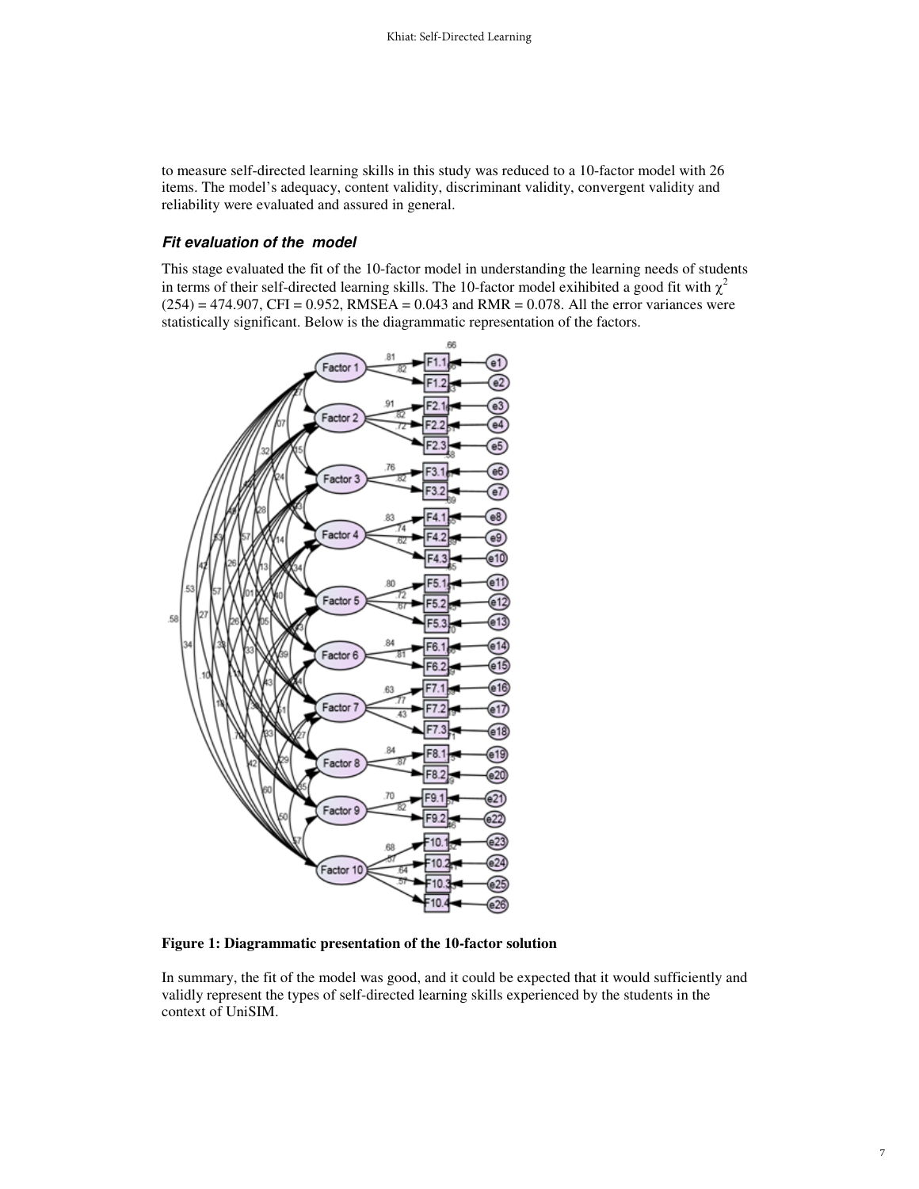to measure self-directed learning skills in this study was reduced to a 10-factor model with 26 items. The model's adequacy, content validity, discriminant validity, convergent validity and reliability were evaluated and assured in general.

### *Fit evaluation of the model*

This stage evaluated the fit of the 10-factor model in understanding the learning needs of students in terms of their self-directed learning skills. The 10-factor model exihibited a good fit with $\chi^2$ (254) = 474.907, CFI = 0.952, RMSEA = 0.043 and RMR = 0.078. All the error variances were statistically significant. Below is the diagrammatic representation of the factors.

**Figure 1: Diagrammatic presentation of the 10-factor solution**

In summary, the fit of the model was good, and it could be expected that it would sufficiently and validly represent the types of self-directed learning skills experienced by the students in the context of UniSIM.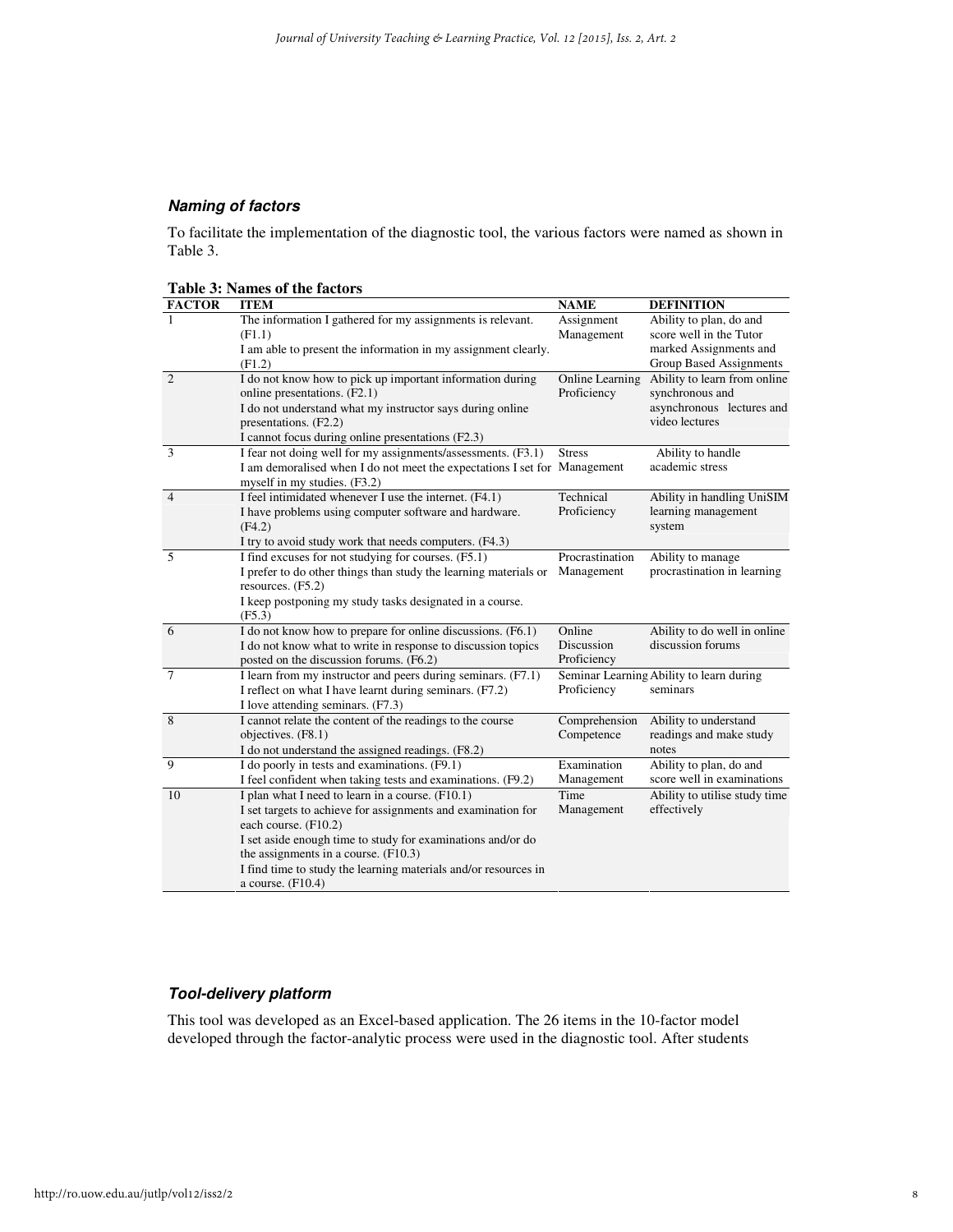### *Naming of factors*

To facilitate the implementation of the diagnostic tool, the various factors were named as shown in Table 3.

**Table 3: Names of the factors**

| FACTOR | ITEM | NAME | DEFINITION |
|---|---|---|---|
| 1 | The information I gathered for my assignments is relevant. (F1.1)<br>I am able to present the information in my assignment clearly. (F1.2) | Assignment Management | Ability to plan, do and score well in the Tutor marked Assignments and Group Based Assignments |
| 2 | I do not know how to pick up important information during online presentations. (F2.1)<br>I do not understand what my instructor says during online presentations. (F2.2)<br>I cannot focus during online presentations (F2.3) | Online Learning Proficiency | Ability to learn from online synchronous and asynchronous lectures and video lectures |
| 3 | I fear not doing well for my assignments/assessments. (F3.1)<br>I am demoralised when I do not meet the expectations I set for myself in my studies. (F3.2) | Stress Management | Ability to handle academic stress |
| 4 | I feel intimidated whenever I use the internet. (F4.1)<br>I have problems using computer software and hardware. (F4.2)<br>I try to avoid study work that needs computers. (F4.3) | Technical Proficiency | Ability in handling UniSIM learning management system |
| 5 | I find excuses for not studying for courses. (F5.1)<br>I prefer to do other things than study the learning materials or resources. (F5.2)<br>I keep postponing my study tasks designated in a course. (F5.3) | Procrastination Management | Ability to manage procrastination in learning |
| 6 | I do not know how to prepare for online discussions. (F6.1)<br>I do not know what to write in response to discussion topics posted on the discussion forums. (F6.2) | Online Discussion Proficiency | Ability to do well in online discussion forums |
| 7 | I learn from my instructor and peers during seminars. (F7.1)<br>I reflect on what I have learnt during seminars. (F7.2)<br>I love attending seminars. (F7.3) | Seminar Learning Proficiency | Ability to learn during seminars |
| 8 | I cannot relate the content of the readings to the course objectives. (F8.1)<br>I do not understand the assigned readings. (F8.2) | Comprehension Competence | Ability to understand readings and make study notes |
| 9 | I do poorly in tests and examinations. (F9.1)<br>I feel confident when taking tests and examinations. (F9.2) | Examination Management | Ability to plan, do and score well in examinations |
| 10 | I plan what I need to learn in a course. (F10.1)<br>I set targets to achieve for assignments and examination for each course. (F10.2)<br>I set aside enough time to study for examinations and/or do the assignments in a course. (F10.3)<br>I find time to study the learning materials and/or resources in a course. (F10.4) | Time Management | Ability to utilise study time effectively |

### *Tool-delivery platform*

This tool was developed as an Excel-based application. The 26 items in the 10-factor model developed through the factor-analytic process were used in the diagnostic tool. After students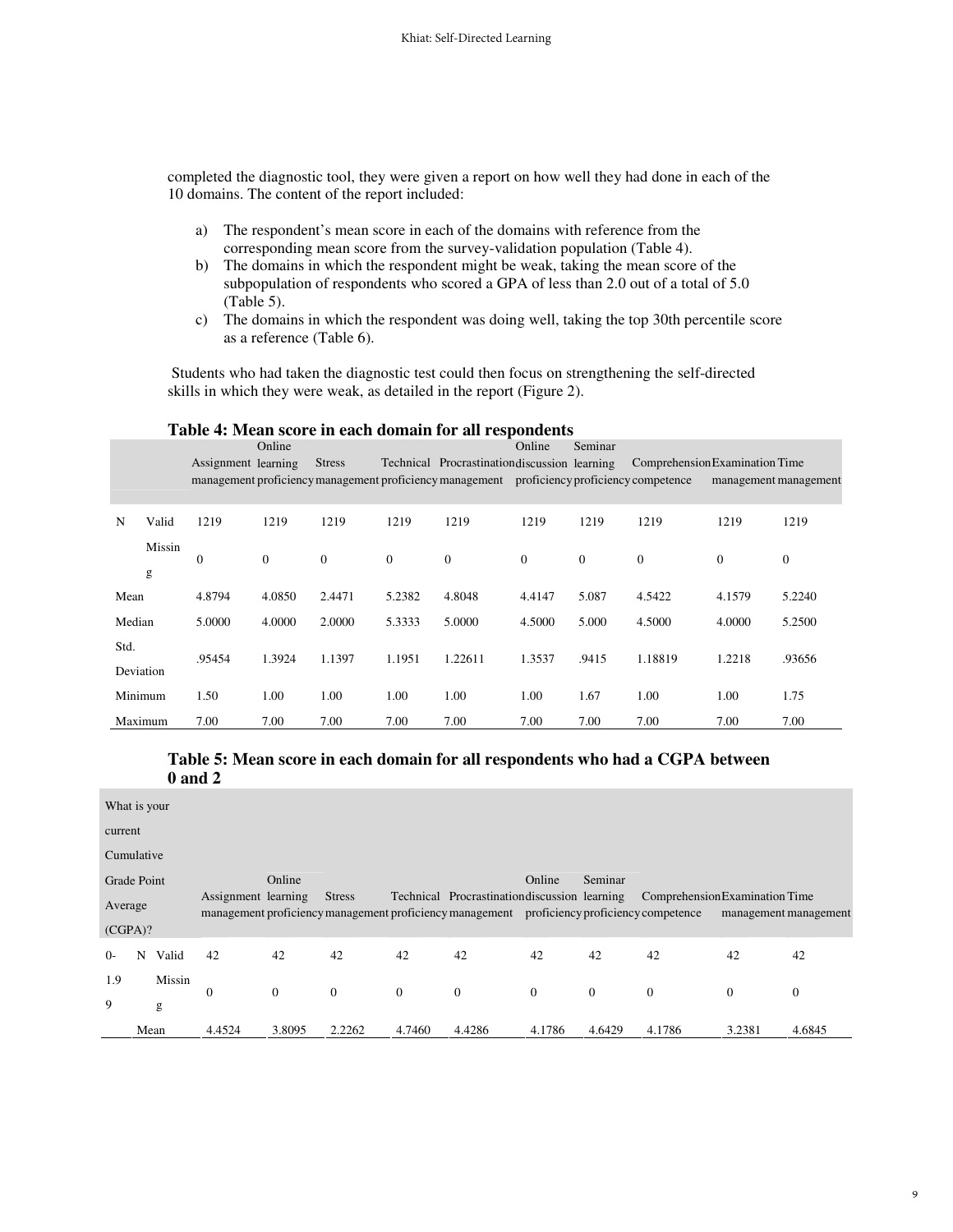completed the diagnostic tool, they were given a report on how well they had done in each of the 10 domains. The content of the report included:

a) The respondent's mean score in each of the domains with reference from the corresponding mean score from the survey-validation population (Table 4).
b) The domains in which the respondent might be weak, taking the mean score of the subpopulation of respondents who scored a GPA of less than 2.0 out of a total of 5.0 (Table 5).
c) The domains in which the respondent was doing well, taking the top 30th percentile score as a reference (Table 6).

Students who had taken the diagnostic test could then focus on strengthening the self-directed skills in which they were weak, as detailed in the report (Figure 2).

**Table 4: Mean score in each domain for all respondents**

| | | Assignment management | Online learning proficiency | Stress management | Technical proficiency | Procrastination management | Online discussion proficiency | Seminar learning proficiency | Comprehension competence | Examination management | Time management |
|---|---|---|---|---|---|---|---|---|---|---|---|
| N | Valid | 1219 | 1219 | 1219 | 1219 | 1219 | 1219 | 1219 | 1219 | 1219 | 1219 |
| | Missing | 0 | 0 | 0 | 0 | 0 | 0 | 0 | 0 | 0 | 0 |
| Mean | | 4.8794 | 4.0850 | 2.4471 | 5.2382 | 4.8048 | 4.4147 | 5.087 | 4.5422 | 4.1579 | 5.2240 |
| Median | | 5.0000 | 4.0000 | 2.0000 | 5.3333 | 5.0000 | 4.5000 | 5.000 | 4.5000 | 4.0000 | 5.2500 |
| Std. Deviation | | .95454 | 1.3924 | 1.1397 | 1.1951 | 1.22611 | 1.3537 | .9415 | 1.18819 | 1.2218 | .93656 |
| Minimum | | 1.50 | 1.00 | 1.00 | 1.00 | 1.00 | 1.00 | 1.67 | 1.00 | 1.00 | 1.75 |
| Maximum | | 7.00 | 7.00 | 7.00 | 7.00 | 7.00 | 7.00 | 7.00 | 7.00 | 7.00 | 7.00 |

**Table 5: Mean score in each domain for all respondents who had a CGPA between 0 and 2**

| What is your current Cumulative Grade Point Average (CGPA)? | | | Assignment management | Online learning proficiency | Stress management | Technical proficiency | Procrastination management | Online discussion proficiency | Seminar learning proficiency | Comprehension competence | Examination management | Time management |
|---|---|---|---|---|---|---|---|---|---|---|---|---|
| 0-1.99 | N | Valid | 42 | 42 | 42 | 42 | 42 | 42 | 42 | 42 | 42 | 42 |
| | | Missing | 0 | 0 | 0 | 0 | 0 | 0 | 0 | 0 | 0 | 0 |
| | Mean | | 4.4524 | 3.8095 | 2.2262 | 4.7460 | 4.4286 | 4.1786 | 4.6429 | 4.1786 | 3.2381 | 4.6845 |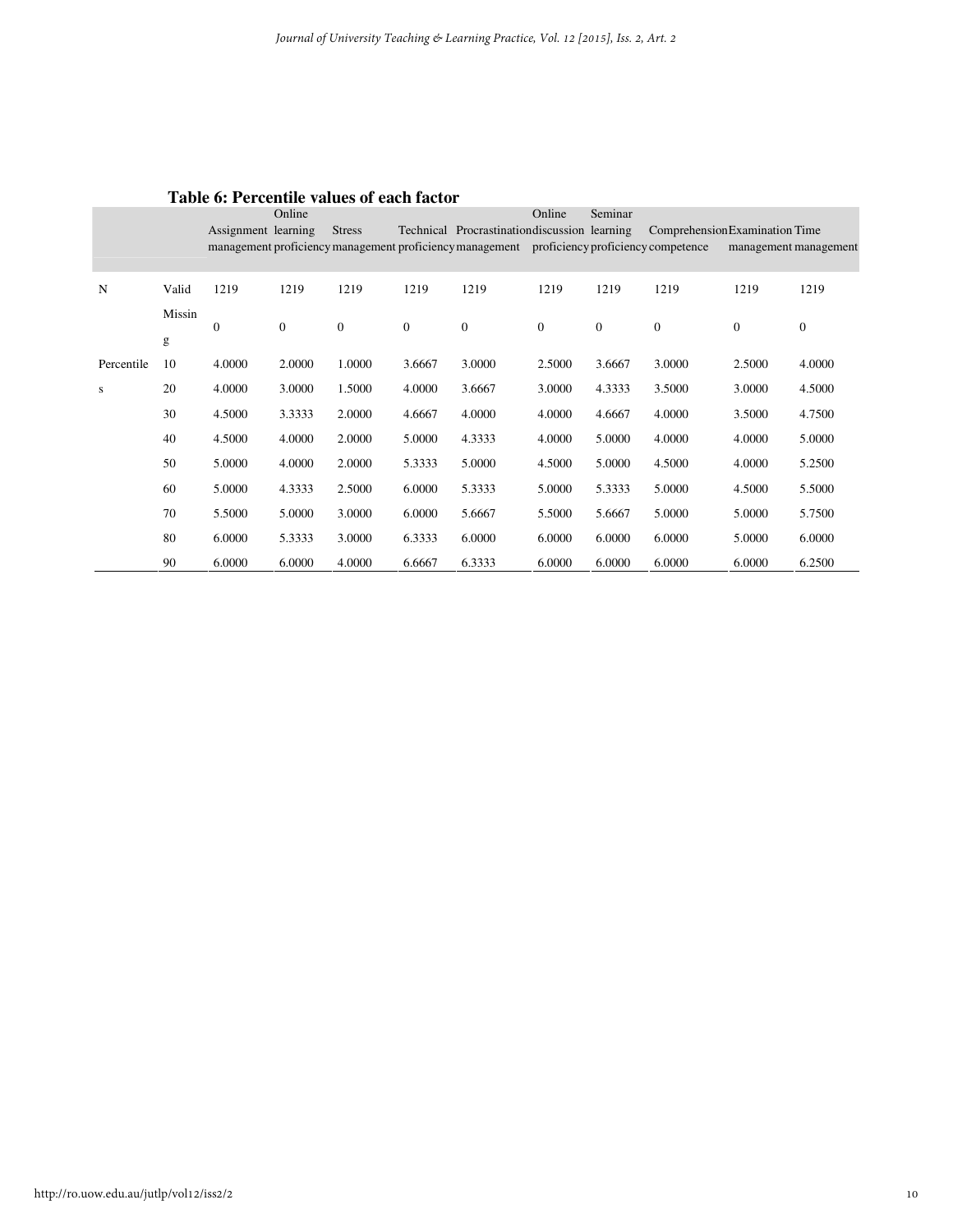**Table 6: Percentile values of each factor**

| | | Assignment management | Online learning proficiency | Stress management | Technical proficiency | Procrastination management | Online discussion proficiency | Seminar learning proficiency | Comprehension competence | Examination management | Time management |
|---|---|---|---|---|---|---|---|---|---|---|---|
| N | Valid | 1219 | 1219 | 1219 | 1219 | 1219 | 1219 | 1219 | 1219 | 1219 | 1219 |
| | Missing | 0 | 0 | 0 | 0 | 0 | 0 | 0 | 0 | 0 | 0 |
| Percentiles | 10 | 4.0000 | 2.0000 | 1.0000 | 3.6667 | 3.0000 | 2.5000 | 3.6667 | 3.0000 | 2.5000 | 4.0000 |
| | 20 | 4.0000 | 3.0000 | 1.5000 | 4.0000 | 3.6667 | 3.0000 | 4.3333 | 3.5000 | 3.0000 | 4.5000 |
| | 30 | 4.5000 | 3.3333 | 2.0000 | 4.6667 | 4.0000 | 4.0000 | 4.6667 | 4.0000 | 3.5000 | 4.7500 |
| | 40 | 4.5000 | 4.0000 | 2.0000 | 5.0000 | 4.3333 | 4.0000 | 5.0000 | 4.0000 | 4.0000 | 5.0000 |
| | 50 | 5.0000 | 4.0000 | 2.0000 | 5.3333 | 5.0000 | 4.5000 | 5.0000 | 4.5000 | 4.0000 | 5.2500 |
| | 60 | 5.0000 | 4.3333 | 2.5000 | 6.0000 | 5.3333 | 5.0000 | 5.3333 | 5.0000 | 4.5000 | 5.5000 |
| | 70 | 5.5000 | 5.0000 | 3.0000 | 6.0000 | 5.6667 | 5.5000 | 5.6667 | 5.0000 | 5.0000 | 5.7500 |
| | 80 | 6.0000 | 5.3333 | 3.0000 | 6.3333 | 6.0000 | 6.0000 | 6.0000 | 6.0000 | 5.0000 | 6.0000 |
| | 90 | 6.0000 | 6.0000 | 4.0000 | 6.6667 | 6.3333 | 6.0000 | 6.0000 | 6.0000 | 6.0000 | 6.2500 |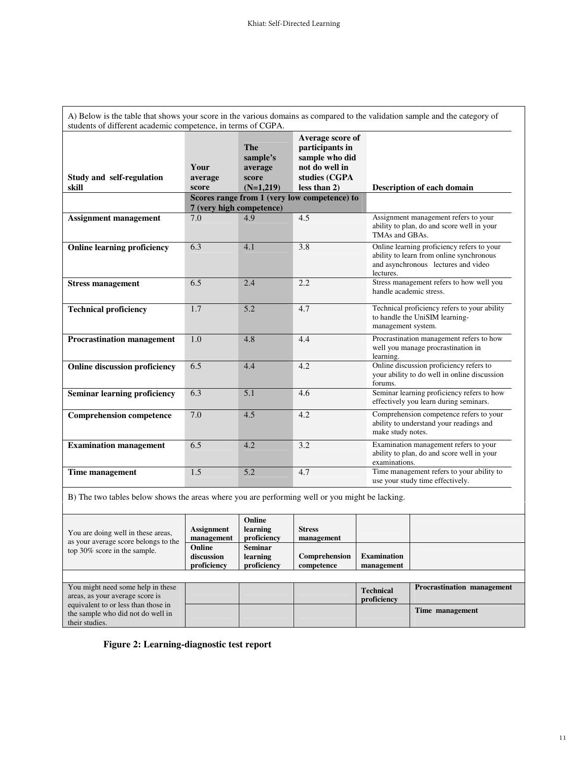A) Below is the table that shows your score in the various domains as compared to the validation sample and the category of students of different academic competence, in terms of CGPA.

| Study and self-regulation skill | Your average score | The sample's average score (N=1,219) | Average score of participants in sample who did not do well in studies (CGPA less than 2) | Description of each domain |
|---|---|---|---|---|
| | Scores range from 1 (very low competence) to 7 (very high competence) | | | |
| **Assignment management** | 7.0 | 4.9 | 4.5 | Assignment management refers to your ability to plan, do and score well in your TMAs and GBAs. |
| **Online learning proficiency** | 6.3 | 4.1 | 3.8 | Online learning proficiency refers to your ability to learn from online synchronous and asynchronous lectures and video lectures. |
| **Stress management** | 6.5 | 2.4 | 2.2 | Stress management refers to how well you handle academic stress. |
| **Technical proficiency** | 1.7 | 5.2 | 4.7 | Technical proficiency refers to your ability to handle the UniSIM learning-management system. |
| **Procrastination management** | 1.0 | 4.8 | 4.4 | Procrastination management refers to how well you manage procrastination in learning. |
| **Online discussion proficiency** | 6.5 | 4.4 | 4.2 | Online discussion proficiency refers to your ability to do well in online discussion forums. |
| **Seminar learning proficiency** | 6.3 | 5.1 | 4.6 | Seminar learning proficiency refers to how effectively you learn during seminars. |
| **Comprehension competence** | 7.0 | 4.5 | 4.2 | Comprehension competence refers to your ability to understand your readings and make study notes. |
| **Examination management** | 6.5 | 4.2 | 3.2 | Examination management refers to your ability to plan, do and score well in your examinations. |
| **Time management** | 1.5 | 5.2 | 4.7 | Time management refers to your ability to use your study time effectively. |

B) The two tables below shows the areas where you are performing well or you might be lacking.

| | | | | | |
|---|---|---|---|---|---|
| You are doing well in these areas, as your average score belongs to the top 30% score in the sample. | **Assignment management** | **Online learning proficiency** | **Stress management** | | |
| | **Online discussion proficiency** | **Seminar learning proficiency** | **Comprehension competence** | **Examination management** | |

| | | | | | |
|---|---|---|---|---|---|
| You might need some help in these areas, as your average score is equivalent to or less than those in the sample who did not do well in their studies. | | | | **Technical proficiency** | **Procrastination management** |
| | | | | | **Time management** |

**Figure 2: Learning-diagnostic test report**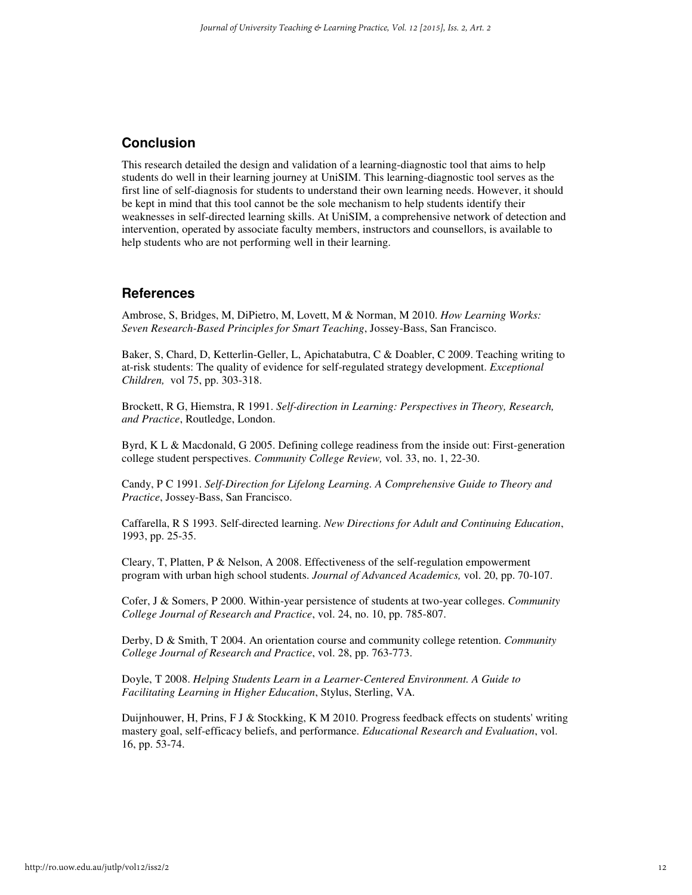## Conclusion

This research detailed the design and validation of a learning-diagnostic tool that aims to help students do well in their learning journey at UniSIM. This learning-diagnostic tool serves as the first line of self-diagnosis for students to understand their own learning needs. However, it should be kept in mind that this tool cannot be the sole mechanism to help students identify their weaknesses in self-directed learning skills. At UniSIM, a comprehensive network of detection and intervention, operated by associate faculty members, instructors and counsellors, is available to help students who are not performing well in their learning.

## References

Ambrose, S, Bridges, M, DiPietro, M, Lovett, M & Norman, M 2010. *How Learning Works: Seven Research-Based Principles for Smart Teaching*, Jossey-Bass, San Francisco.

Baker, S, Chard, D, Ketterlin-Geller, L, Apichatabutra, C & Doabler, C 2009. Teaching writing to at-risk students: The quality of evidence for self-regulated strategy development. *Exceptional Children,* vol 75, pp. 303-318.

Brockett, R G, Hiemstra, R 1991. *Self-direction in Learning: Perspectives in Theory, Research, and Practice*, Routledge, London.

Byrd, K L & Macdonald, G 2005. Defining college readiness from the inside out: First-generation college student perspectives. *Community College Review,* vol. 33, no. 1, 22-30.

Candy, P C 1991. *Self-Direction for Lifelong Learning. A Comprehensive Guide to Theory and Practice*, Jossey-Bass, San Francisco.

Caffarella, R S 1993. Self-directed learning. *New Directions for Adult and Continuing Education*, 1993, pp. 25-35.

Cleary, T, Platten, P & Nelson, A 2008. Effectiveness of the self-regulation empowerment program with urban high school students. *Journal of Advanced Academics,* vol. 20, pp. 70-107.

Cofer, J & Somers, P 2000. Within-year persistence of students at two-year colleges. *Community College Journal of Research and Practice*, vol. 24, no. 10, pp. 785-807.

Derby, D & Smith, T 2004. An orientation course and community college retention. *Community College Journal of Research and Practice*, vol. 28, pp. 763-773.

Doyle, T 2008. *Helping Students Learn in a Learner-Centered Environment. A Guide to Facilitating Learning in Higher Education*, Stylus, Sterling, VA.

Duijnhouwer, H, Prins, F J & Stockking, K M 2010. Progress feedback effects on students' writing mastery goal, self-efficacy beliefs, and performance. *Educational Research and Evaluation*, vol. 16, pp. 53-74.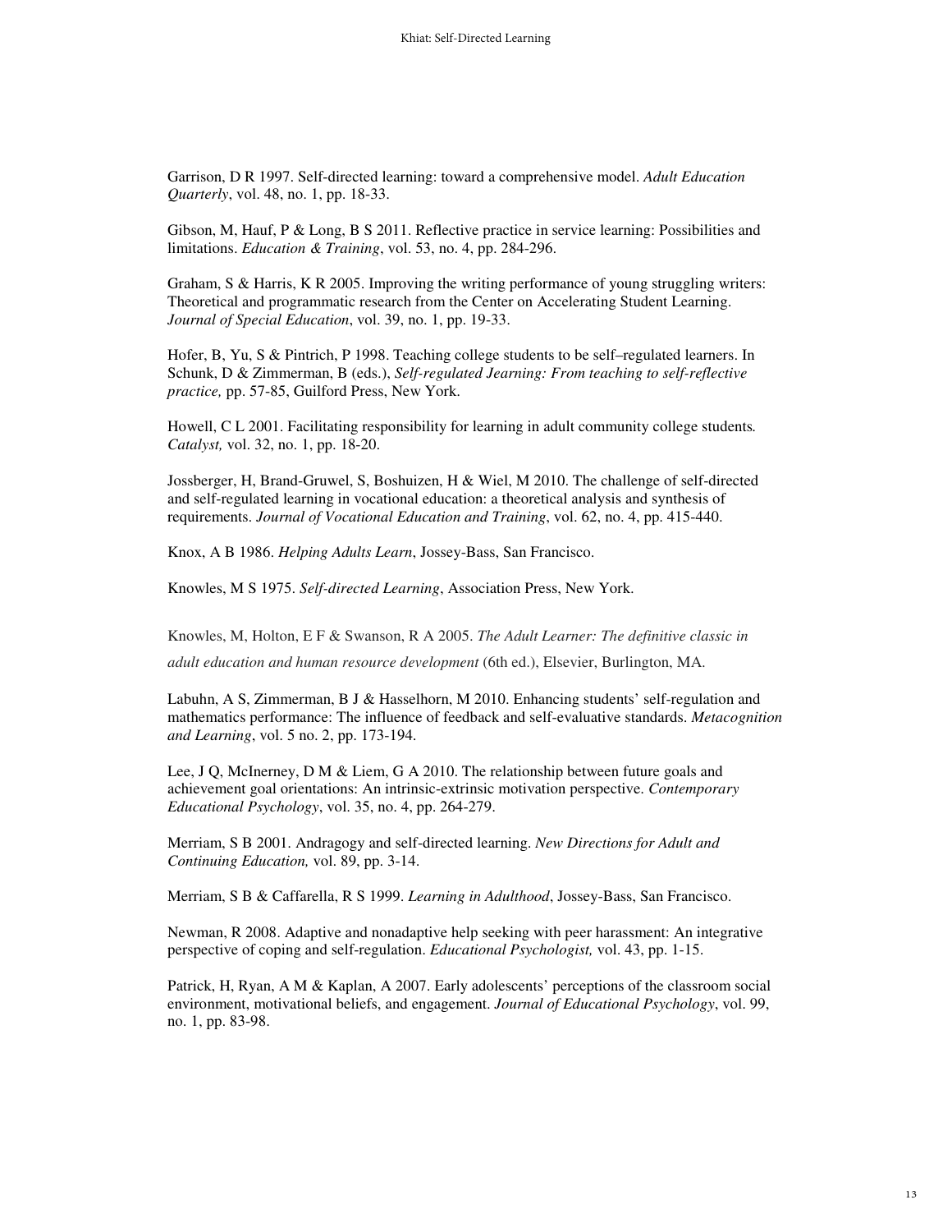Garrison, D R 1997. Self-directed learning: toward a comprehensive model. *Adult Education Quarterly*, vol. 48, no. 1, pp. 18-33.

Gibson, M, Hauf, P & Long, B S 2011. Reflective practice in service learning: Possibilities and limitations. *Education & Training*, vol. 53, no. 4, pp. 284-296.

Graham, S & Harris, K R 2005. Improving the writing performance of young struggling writers: Theoretical and programmatic research from the Center on Accelerating Student Learning. *Journal of Special Education*, vol. 39, no. 1, pp. 19-33.

Hofer, B, Yu, S & Pintrich, P 1998. Teaching college students to be self–regulated learners. In Schunk, D & Zimmerman, B (eds.), *Self-regulated Jearning: From teaching to self-reflective practice,* pp. 57-85, Guilford Press, New York.

Howell, C L 2001. Facilitating responsibility for learning in adult community college students. *Catalyst,* vol. 32, no. 1, pp. 18-20.

Jossberger, H, Brand-Gruwel, S, Boshuizen, H & Wiel, M 2010. The challenge of self-directed and self-regulated learning in vocational education: a theoretical analysis and synthesis of requirements. *Journal of Vocational Education and Training*, vol. 62, no. 4, pp. 415-440.

Knox, A B 1986. *Helping Adults Learn*, Jossey-Bass, San Francisco.

Knowles, M S 1975. *Self-directed Learning*, Association Press, New York.

Knowles, M, Holton, E F & Swanson, R A 2005. *The Adult Learner: The definitive classic in adult education and human resource development* (6th ed.), Elsevier, Burlington, MA.

Labuhn, A S, Zimmerman, B J & Hasselhorn, M 2010. Enhancing students' self-regulation and mathematics performance: The influence of feedback and self-evaluative standards. *Metacognition and Learning*, vol. 5 no. 2, pp. 173-194.

Lee, J Q, McInerney, D M & Liem, G A 2010. The relationship between future goals and achievement goal orientations: An intrinsic-extrinsic motivation perspective. *Contemporary Educational Psychology*, vol. 35, no. 4, pp. 264-279.

Merriam, S B 2001. Andragogy and self-directed learning. *New Directions for Adult and Continuing Education,* vol. 89, pp. 3-14.

Merriam, S B & Caffarella, R S 1999. *Learning in Adulthood*, Jossey-Bass, San Francisco.

Newman, R 2008. Adaptive and nonadaptive help seeking with peer harassment: An integrative perspective of coping and self-regulation. *Educational Psychologist,* vol. 43, pp. 1-15.

Patrick, H, Ryan, A M & Kaplan, A 2007. Early adolescents' perceptions of the classroom social environment, motivational beliefs, and engagement. *Journal of Educational Psychology*, vol. 99, no. 1, pp. 83-98.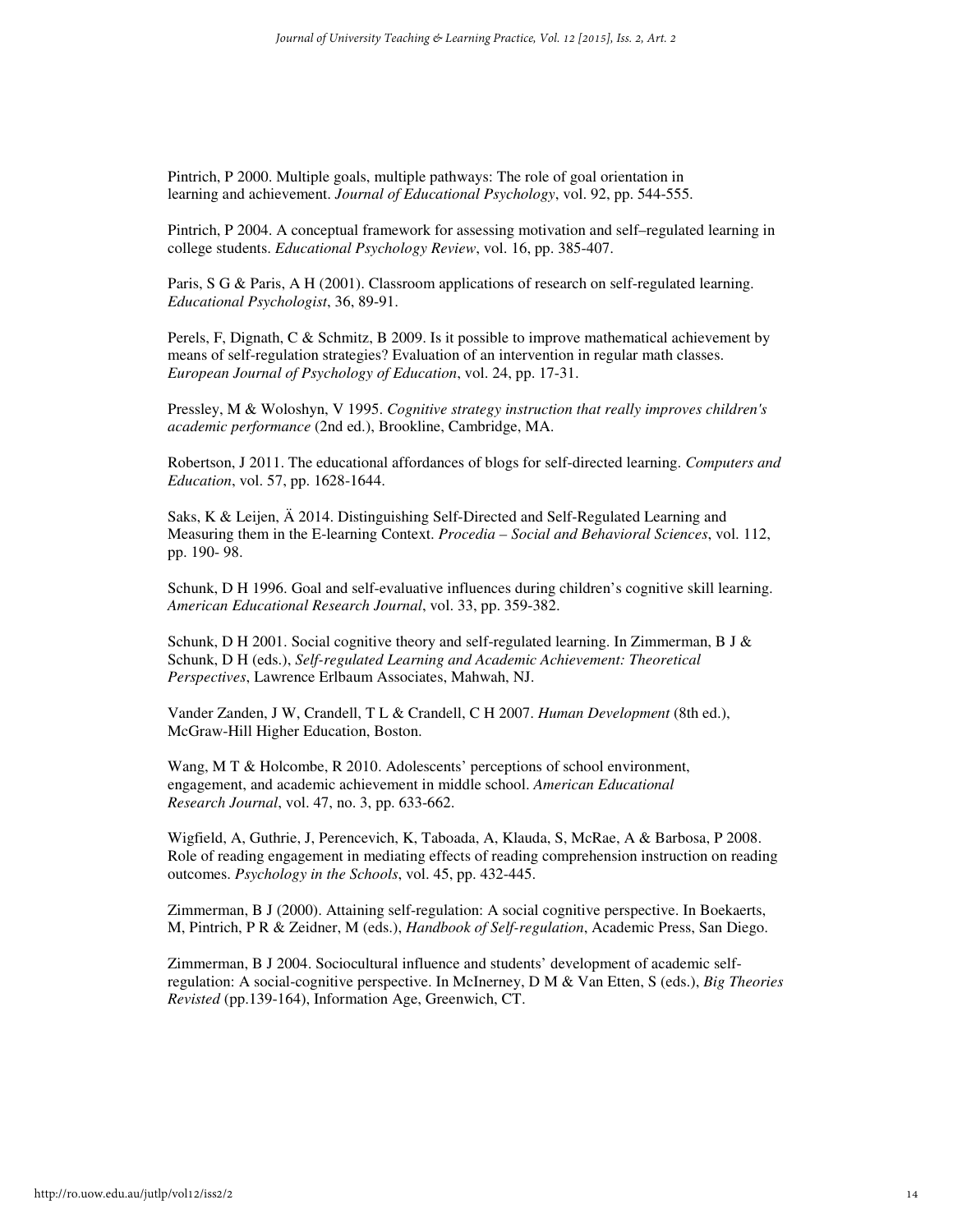Pintrich, P 2000. Multiple goals, multiple pathways: The role of goal orientation in learning and achievement. *Journal of Educational Psychology*, vol. 92, pp. 544-555.

Pintrich, P 2004. A conceptual framework for assessing motivation and self–regulated learning in college students. *Educational Psychology Review*, vol. 16, pp. 385-407.

Paris, S G & Paris, A H (2001). Classroom applications of research on self-regulated learning. *Educational Psychologist*, 36, 89-91.

Perels, F, Dignath, C & Schmitz, B 2009. Is it possible to improve mathematical achievement by means of self-regulation strategies? Evaluation of an intervention in regular math classes. *European Journal of Psychology of Education*, vol. 24, pp. 17-31.

Pressley, M & Woloshyn, V 1995. *Cognitive strategy instruction that really improves children's academic performance* (2nd ed.), Brookline, Cambridge, MA.

Robertson, J 2011. The educational affordances of blogs for self-directed learning. *Computers and Education*, vol. 57, pp. 1628-1644.

Saks, K & Leijen, Ä 2014. Distinguishing Self-Directed and Self-Regulated Learning and Measuring them in the E-learning Context. *Procedia – Social and Behavioral Sciences*, vol. 112, pp. 190- 98.

Schunk, D H 1996. Goal and self-evaluative influences during children's cognitive skill learning. *American Educational Research Journal*, vol. 33, pp. 359-382.

Schunk, D H 2001. Social cognitive theory and self-regulated learning. In Zimmerman, B J & Schunk, D H (eds.), *Self-regulated Learning and Academic Achievement: Theoretical Perspectives*, Lawrence Erlbaum Associates, Mahwah, NJ.

Vander Zanden, J W, Crandell, T L & Crandell, C H 2007. *Human Development* (8th ed.), McGraw-Hill Higher Education, Boston.

Wang, M T & Holcombe, R 2010. Adolescents' perceptions of school environment, engagement, and academic achievement in middle school. *American Educational Research Journal*, vol. 47, no. 3, pp. 633-662.

Wigfield, A, Guthrie, J, Perencevich, K, Taboada, A, Klauda, S, McRae, A & Barbosa, P 2008. Role of reading engagement in mediating effects of reading comprehension instruction on reading outcomes. *Psychology in the Schools*, vol. 45, pp. 432-445.

Zimmerman, B J (2000). Attaining self-regulation: A social cognitive perspective. In Boekaerts, M, Pintrich, P R & Zeidner, M (eds.), *Handbook of Self-regulation*, Academic Press, San Diego.

Zimmerman, B J 2004. Sociocultural influence and students' development of academic self-regulation: A social-cognitive perspective. In McInerney, D M & Van Etten, S (eds.), *Big Theories Revisted* (pp.139-164), Information Age, Greenwich, CT.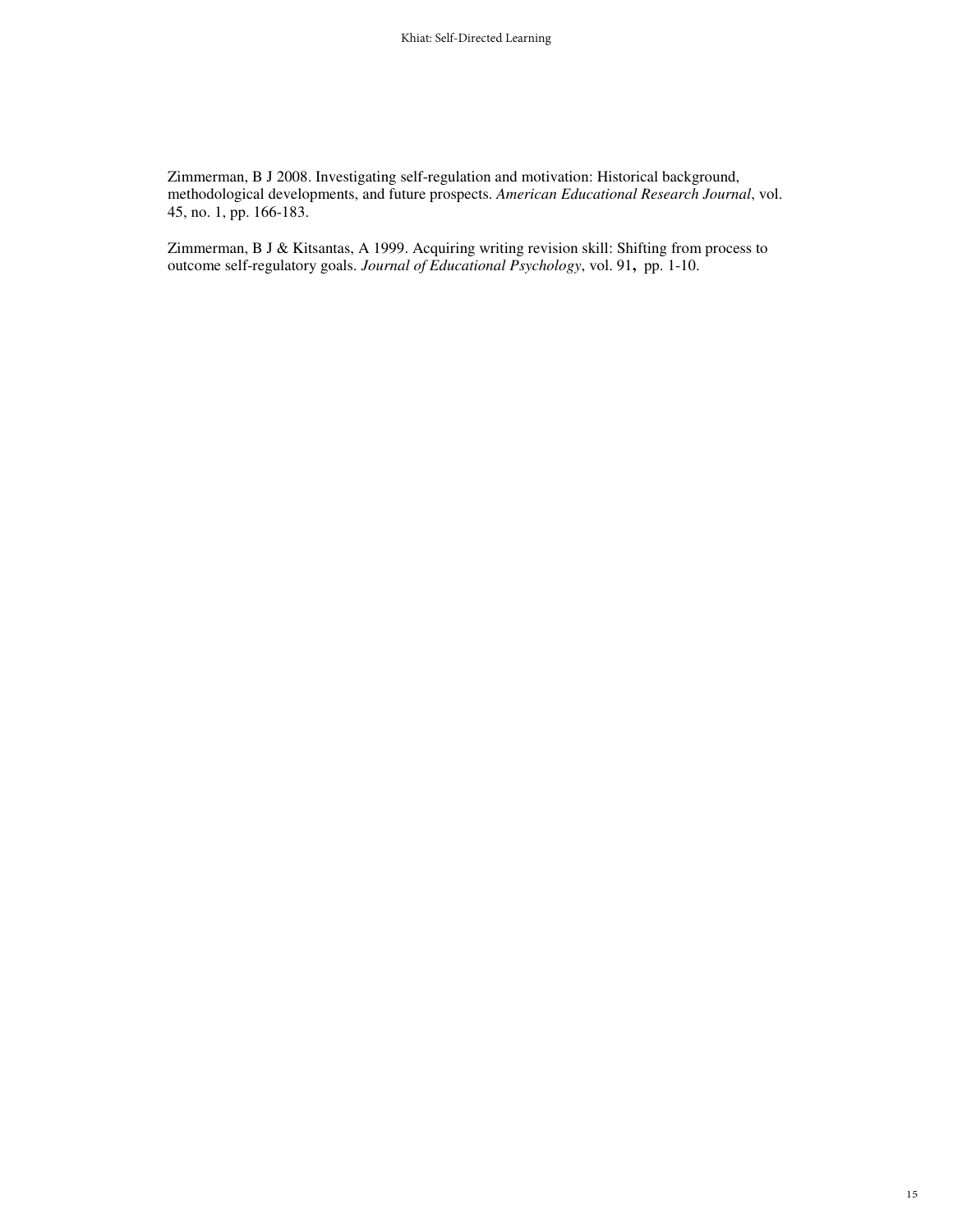Zimmerman, B J 2008. Investigating self-regulation and motivation: Historical background, methodological developments, and future prospects. *American Educational Research Journal*, vol. 45, no. 1, pp. 166-183.

Zimmerman, B J & Kitsantas, A 1999. Acquiring writing revision skill: Shifting from process to outcome self-regulatory goals. *Journal of Educational Psychology*, vol. 91, pp. 1-10.